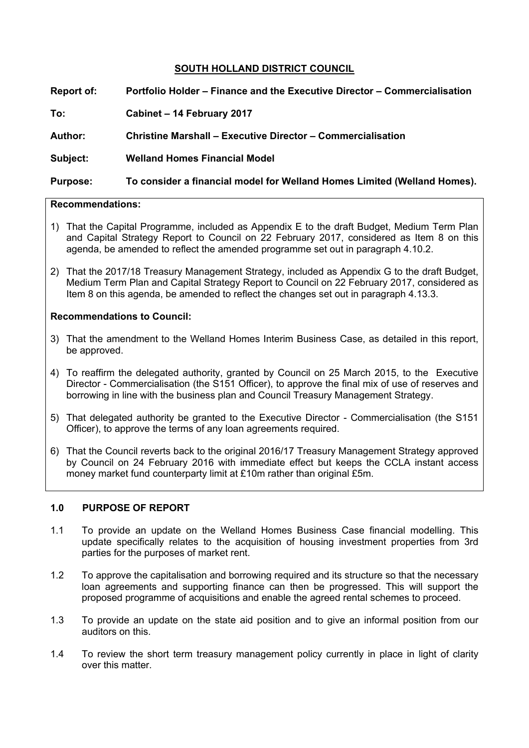# SOUTH HOLLAND DISTRICT COUNCIL

**Report of:** **Portfolio Holder – Finance and the Executive Director – Commercialisation**

**To:** **Cabinet – 14 February 2017**

**Author:** **Christine Marshall – Executive Director – Commercialisation**

**Subject:** **Welland Homes Financial Model**

**Purpose:** **To consider a financial model for Welland Homes Limited (Welland Homes).**

**Recommendations:**

1) That the Capital Programme, included as Appendix E to the draft Budget, Medium Term Plan and Capital Strategy Report to Council on 22 February 2017, considered as Item 8 on this agenda, be amended to reflect the amended programme set out in paragraph 4.10.2.

2) That the 2017/18 Treasury Management Strategy, included as Appendix G to the draft Budget, Medium Term Plan and Capital Strategy Report to Council on 22 February 2017, considered as Item 8 on this agenda, be amended to reflect the changes set out in paragraph 4.13.3.

**Recommendations to Council:**

3) That the amendment to the Welland Homes Interim Business Case, as detailed in this report, be approved.

4) To reaffirm the delegated authority, granted by Council on 25 March 2015, to the Executive Director - Commercialisation (the S151 Officer), to approve the final mix of use of reserves and borrowing in line with the business plan and Council Treasury Management Strategy.

5) That delegated authority be granted to the Executive Director - Commercialisation (the S151 Officer), to approve the terms of any loan agreements required.

6) That the Council reverts back to the original 2016/17 Treasury Management Strategy approved by Council on 24 February 2016 with immediate effect but keeps the CCLA instant access money market fund counterparty limit at £10m rather than original £5m.

## 1.0 PURPOSE OF REPORT

1.1 To provide an update on the Welland Homes Business Case financial modelling. This update specifically relates to the acquisition of housing investment properties from 3rd parties for the purposes of market rent.

1.2 To approve the capitalisation and borrowing required and its structure so that the necessary loan agreements and supporting finance can then be progressed. This will support the proposed programme of acquisitions and enable the agreed rental schemes to proceed.

1.3 To provide an update on the state aid position and to give an informal position from our auditors on this.

1.4 To review the short term treasury management policy currently in place in light of clarity over this matter.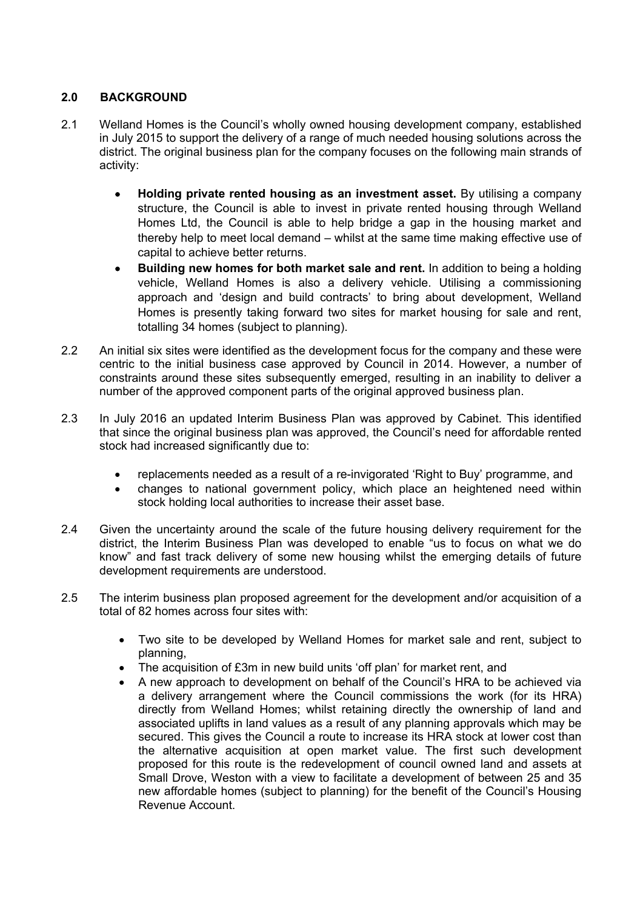## 2.0 BACKGROUND

2.1 Welland Homes is the Council's wholly owned housing development company, established in July 2015 to support the delivery of a range of much needed housing solutions across the district. The original business plan for the company focuses on the following main strands of activity:

- **Holding private rented housing as an investment asset.** By utilising a company structure, the Council is able to invest in private rented housing through Welland Homes Ltd, the Council is able to help bridge a gap in the housing market and thereby help to meet local demand – whilst at the same time making effective use of capital to achieve better returns.
- **Building new homes for both market sale and rent.** In addition to being a holding vehicle, Welland Homes is also a delivery vehicle. Utilising a commissioning approach and 'design and build contracts' to bring about development, Welland Homes is presently taking forward two sites for market housing for sale and rent, totalling 34 homes (subject to planning).

2.2 An initial six sites were identified as the development focus for the company and these were centric to the initial business case approved by Council in 2014. However, a number of constraints around these sites subsequently emerged, resulting in an inability to deliver a number of the approved component parts of the original approved business plan.

2.3 In July 2016 an updated Interim Business Plan was approved by Cabinet. This identified that since the original business plan was approved, the Council's need for affordable rented stock had increased significantly due to:

- replacements needed as a result of a re-invigorated 'Right to Buy' programme, and
- changes to national government policy, which place an heightened need within stock holding local authorities to increase their asset base.

2.4 Given the uncertainty around the scale of the future housing delivery requirement for the district, the Interim Business Plan was developed to enable "us to focus on what we do know" and fast track delivery of some new housing whilst the emerging details of future development requirements are understood.

2.5 The interim business plan proposed agreement for the development and/or acquisition of a total of 82 homes across four sites with:

- Two site to be developed by Welland Homes for market sale and rent, subject to planning,
- The acquisition of £3m in new build units 'off plan' for market rent, and
- A new approach to development on behalf of the Council's HRA to be achieved via a delivery arrangement where the Council commissions the work (for its HRA) directly from Welland Homes; whilst retaining directly the ownership of land and associated uplifts in land values as a result of any planning approvals which may be secured. This gives the Council a route to increase its HRA stock at lower cost than the alternative acquisition at open market value. The first such development proposed for this route is the redevelopment of council owned land and assets at Small Drove, Weston with a view to facilitate a development of between 25 and 35 new affordable homes (subject to planning) for the benefit of the Council's Housing Revenue Account.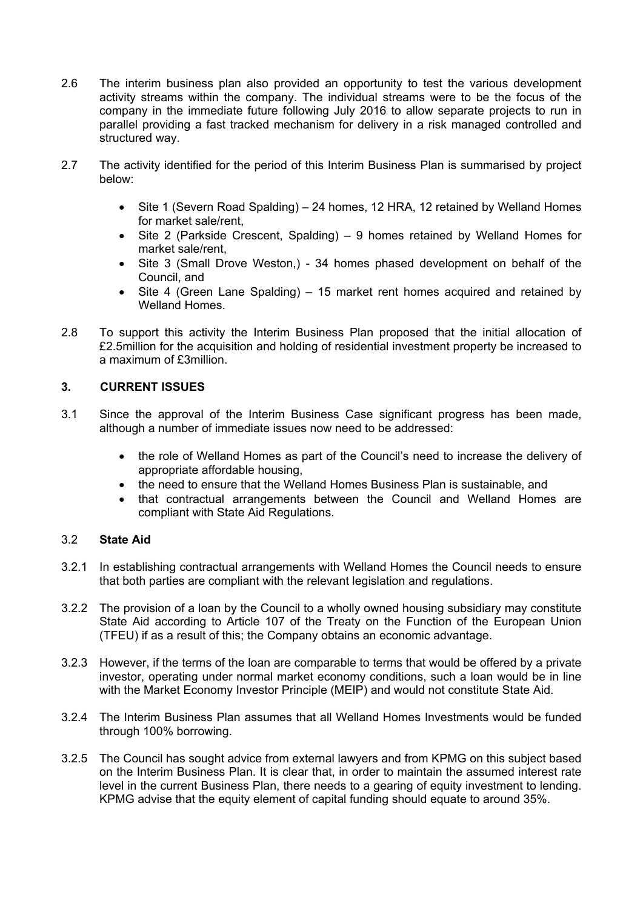2.6 The interim business plan also provided an opportunity to test the various development activity streams within the company. The individual streams were to be the focus of the company in the immediate future following July 2016 to allow separate projects to run in parallel providing a fast tracked mechanism for delivery in a risk managed controlled and structured way.

2.7 The activity identified for the period of this Interim Business Plan is summarised by project below:

- Site 1 (Severn Road Spalding) – 24 homes, 12 HRA, 12 retained by Welland Homes for market sale/rent,
- Site 2 (Parkside Crescent, Spalding) – 9 homes retained by Welland Homes for market sale/rent,
- Site 3 (Small Drove Weston,) - 34 homes phased development on behalf of the Council, and
- Site 4 (Green Lane Spalding) – 15 market rent homes acquired and retained by Welland Homes.

2.8 To support this activity the Interim Business Plan proposed that the initial allocation of £2.5million for the acquisition and holding of residential investment property be increased to a maximum of £3million.

## 3. CURRENT ISSUES

3.1 Since the approval of the Interim Business Case significant progress has been made, although a number of immediate issues now need to be addressed:

- the role of Welland Homes as part of the Council's need to increase the delivery of appropriate affordable housing,
- the need to ensure that the Welland Homes Business Plan is sustainable, and
- that contractual arrangements between the Council and Welland Homes are compliant with State Aid Regulations.

### 3.2 State Aid

3.2.1 In establishing contractual arrangements with Welland Homes the Council needs to ensure that both parties are compliant with the relevant legislation and regulations.

3.2.2 The provision of a loan by the Council to a wholly owned housing subsidiary may constitute State Aid according to Article 107 of the Treaty on the Function of the European Union (TFEU) if as a result of this; the Company obtains an economic advantage.

3.2.3 However, if the terms of the loan are comparable to terms that would be offered by a private investor, operating under normal market economy conditions, such a loan would be in line with the Market Economy Investor Principle (MEIP) and would not constitute State Aid.

3.2.4 The Interim Business Plan assumes that all Welland Homes Investments would be funded through 100% borrowing.

3.2.5 The Council has sought advice from external lawyers and from KPMG on this subject based on the Interim Business Plan. It is clear that, in order to maintain the assumed interest rate level in the current Business Plan, there needs to a gearing of equity investment to lending. KPMG advise that the equity element of capital funding should equate to around 35%.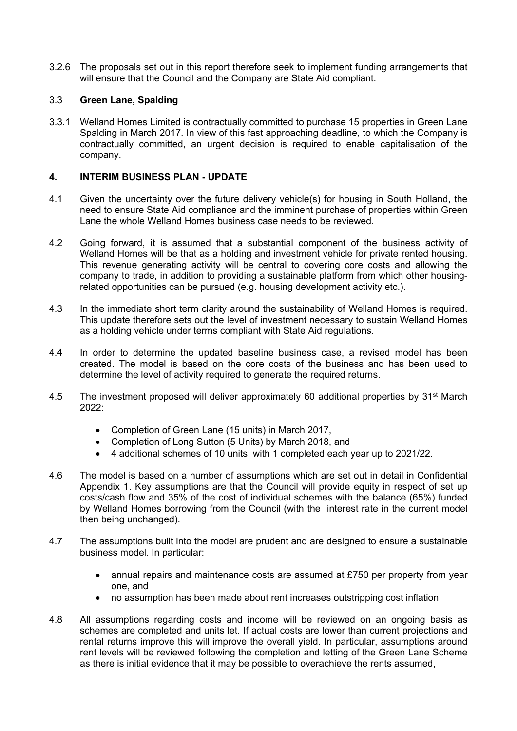3.2.6 The proposals set out in this report therefore seek to implement funding arrangements that will ensure that the Council and the Company are State Aid compliant.

### 3.3 Green Lane, Spalding

3.3.1 Welland Homes Limited is contractually committed to purchase 15 properties in Green Lane Spalding in March 2017. In view of this fast approaching deadline, to which the Company is contractually committed, an urgent decision is required to enable capitalisation of the company.

## 4. INTERIM BUSINESS PLAN - UPDATE

4.1 Given the uncertainty over the future delivery vehicle(s) for housing in South Holland, the need to ensure State Aid compliance and the imminent purchase of properties within Green Lane the whole Welland Homes business case needs to be reviewed.

4.2 Going forward, it is assumed that a substantial component of the business activity of Welland Homes will be that as a holding and investment vehicle for private rented housing. This revenue generating activity will be central to covering core costs and allowing the company to trade, in addition to providing a sustainable platform from which other housing-related opportunities can be pursued (e.g. housing development activity etc.).

4.3 In the immediate short term clarity around the sustainability of Welland Homes is required. This update therefore sets out the level of investment necessary to sustain Welland Homes as a holding vehicle under terms compliant with State Aid regulations.

4.4 In order to determine the updated baseline business case, a revised model has been created. The model is based on the core costs of the business and has been used to determine the level of activity required to generate the required returns.

4.5 The investment proposed will deliver approximately 60 additional properties by 31st March 2022:

- Completion of Green Lane (15 units) in March 2017,
- Completion of Long Sutton (5 Units) by March 2018, and
- 4 additional schemes of 10 units, with 1 completed each year up to 2021/22.

4.6 The model is based on a number of assumptions which are set out in detail in Confidential Appendix 1. Key assumptions are that the Council will provide equity in respect of set up costs/cash flow and 35% of the cost of individual schemes with the balance (65%) funded by Welland Homes borrowing from the Council (with the interest rate in the current model then being unchanged).

4.7 The assumptions built into the model are prudent and are designed to ensure a sustainable business model. In particular:

- annual repairs and maintenance costs are assumed at £750 per property from year one, and
- no assumption has been made about rent increases outstripping cost inflation.

4.8 All assumptions regarding costs and income will be reviewed on an ongoing basis as schemes are completed and units let. If actual costs are lower than current projections and rental returns improve this will improve the overall yield. In particular, assumptions around rent levels will be reviewed following the completion and letting of the Green Lane Scheme as there is initial evidence that it may be possible to overachieve the rents assumed,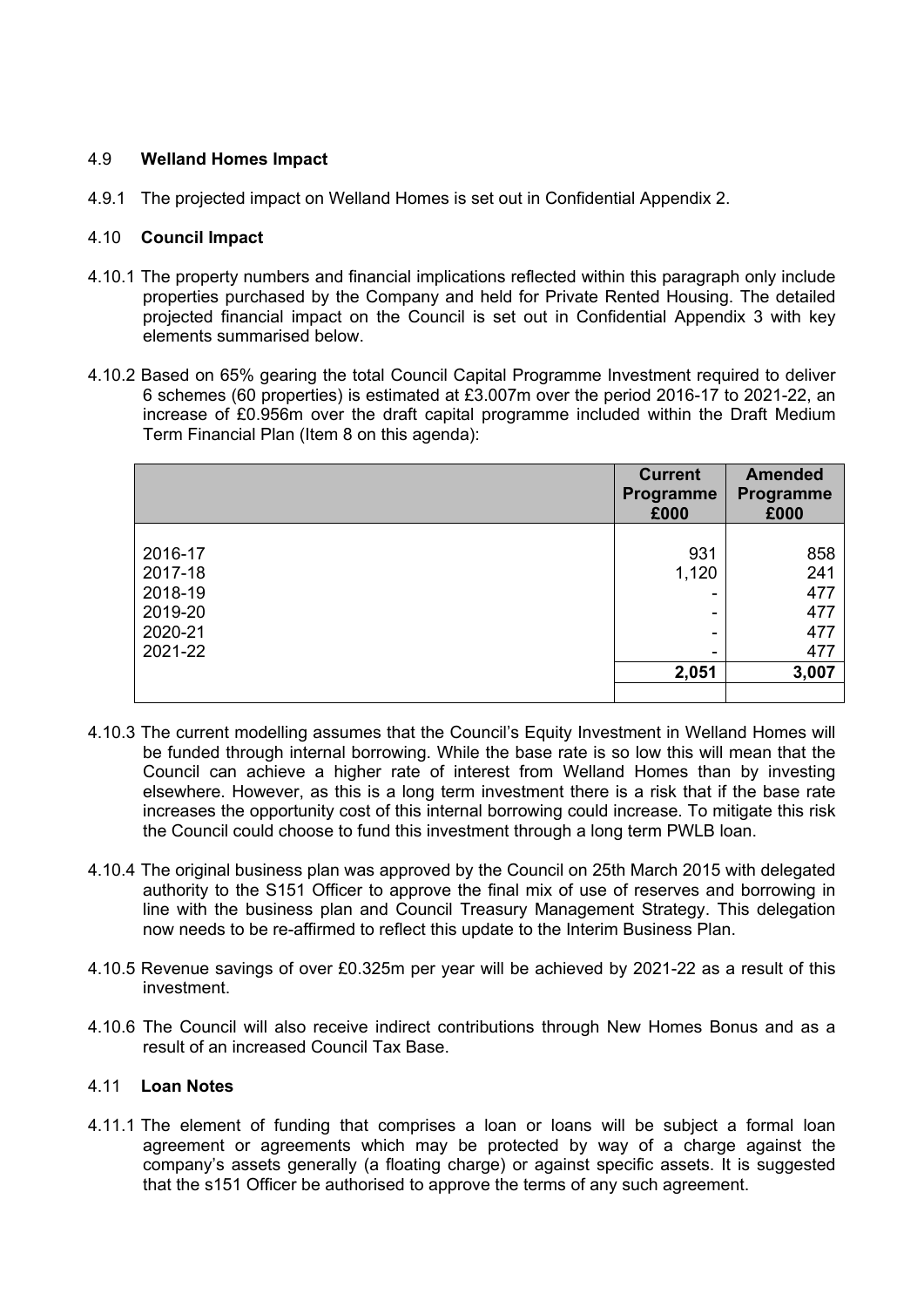### 4.9 **Welland Homes Impact**

4.9.1 The projected impact on Welland Homes is set out in Confidential Appendix 2.

### 4.10 **Council Impact**

4.10.1 The property numbers and financial implications reflected within this paragraph only include properties purchased by the Company and held for Private Rented Housing. The detailed projected financial impact on the Council is set out in Confidential Appendix 3 with key elements summarised below.

4.10.2 Based on 65% gearing the total Council Capital Programme Investment required to deliver 6 schemes (60 properties) is estimated at £3.007m over the period 2016-17 to 2021-22, an increase of £0.956m over the draft capital programme included within the Draft Medium Term Financial Plan (Item 8 on this agenda):

| | Current Programme £000 | Amended Programme £000 |
|---|---|---|
| 2016-17 | 931 | 858 |
| 2017-18 | 1,120 | 241 |
| 2018-19 | - | 477 |
| 2019-20 | - | 477 |
| 2020-21 | - | 477 |
| 2021-22 | - | 477 |
| | **2,051** | **3,007** |

4.10.3 The current modelling assumes that the Council's Equity Investment in Welland Homes will be funded through internal borrowing. While the base rate is so low this will mean that the Council can achieve a higher rate of interest from Welland Homes than by investing elsewhere. However, as this is a long term investment there is a risk that if the base rate increases the opportunity cost of this internal borrowing could increase. To mitigate this risk the Council could choose to fund this investment through a long term PWLB loan.

4.10.4 The original business plan was approved by the Council on 25th March 2015 with delegated authority to the S151 Officer to approve the final mix of use of reserves and borrowing in line with the business plan and Council Treasury Management Strategy. This delegation now needs to be re-affirmed to reflect this update to the Interim Business Plan.

4.10.5 Revenue savings of over £0.325m per year will be achieved by 2021-22 as a result of this investment.

4.10.6 The Council will also receive indirect contributions through New Homes Bonus and as a result of an increased Council Tax Base.

### 4.11 **Loan Notes**

4.11.1 The element of funding that comprises a loan or loans will be subject a formal loan agreement or agreements which may be protected by way of a charge against the company's assets generally (a floating charge) or against specific assets. It is suggested that the s151 Officer be authorised to approve the terms of any such agreement.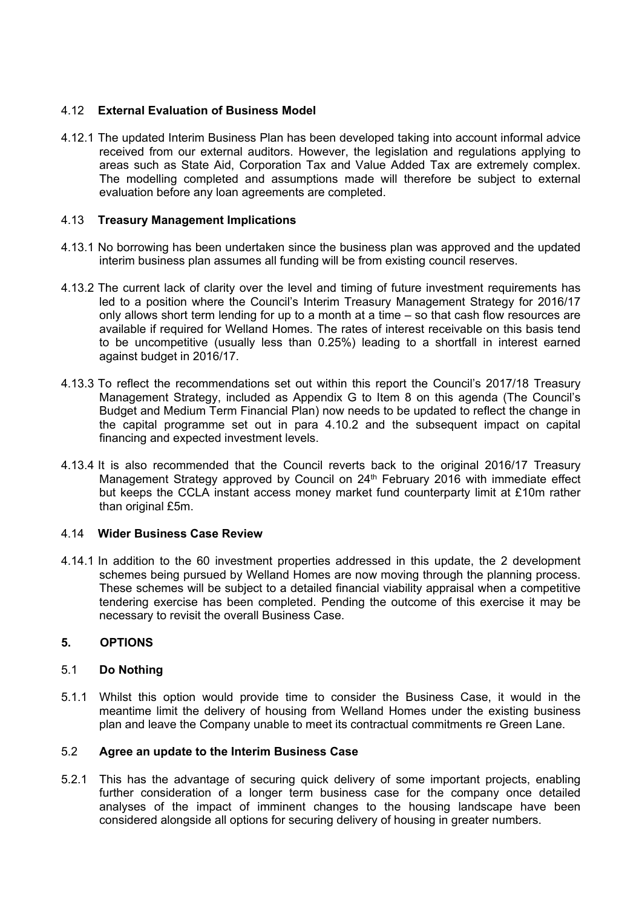### 4.12 **External Evaluation of Business Model**

4.12.1 The updated Interim Business Plan has been developed taking into account informal advice received from our external auditors. However, the legislation and regulations applying to areas such as State Aid, Corporation Tax and Value Added Tax are extremely complex. The modelling completed and assumptions made will therefore be subject to external evaluation before any loan agreements are completed.

### 4.13 **Treasury Management Implications**

4.13.1 No borrowing has been undertaken since the business plan was approved and the updated interim business plan assumes all funding will be from existing council reserves.

4.13.2 The current lack of clarity over the level and timing of future investment requirements has led to a position where the Council's Interim Treasury Management Strategy for 2016/17 only allows short term lending for up to a month at a time – so that cash flow resources are available if required for Welland Homes. The rates of interest receivable on this basis tend to be uncompetitive (usually less than 0.25%) leading to a shortfall in interest earned against budget in 2016/17.

4.13.3 To reflect the recommendations set out within this report the Council's 2017/18 Treasury Management Strategy, included as Appendix G to Item 8 on this agenda (The Council's Budget and Medium Term Financial Plan) now needs to be updated to reflect the change in the capital programme set out in para 4.10.2 and the subsequent impact on capital financing and expected investment levels.

4.13.4 It is also recommended that the Council reverts back to the original 2016/17 Treasury Management Strategy approved by Council on 24th February 2016 with immediate effect but keeps the CCLA instant access money market fund counterparty limit at £10m rather than original £5m.

### 4.14 **Wider Business Case Review**

4.14.1 In addition to the 60 investment properties addressed in this update, the 2 development schemes being pursued by Welland Homes are now moving through the planning process. These schemes will be subject to a detailed financial viability appraisal when a competitive tendering exercise has been completed. Pending the outcome of this exercise it may be necessary to revisit the overall Business Case.

## 5. OPTIONS

### 5.1 **Do Nothing**

5.1.1 Whilst this option would provide time to consider the Business Case, it would in the meantime limit the delivery of housing from Welland Homes under the existing business plan and leave the Company unable to meet its contractual commitments re Green Lane.

### 5.2 **Agree an update to the Interim Business Case**

5.2.1 This has the advantage of securing quick delivery of some important projects, enabling further consideration of a longer term business case for the company once detailed analyses of the impact of imminent changes to the housing landscape have been considered alongside all options for securing delivery of housing in greater numbers.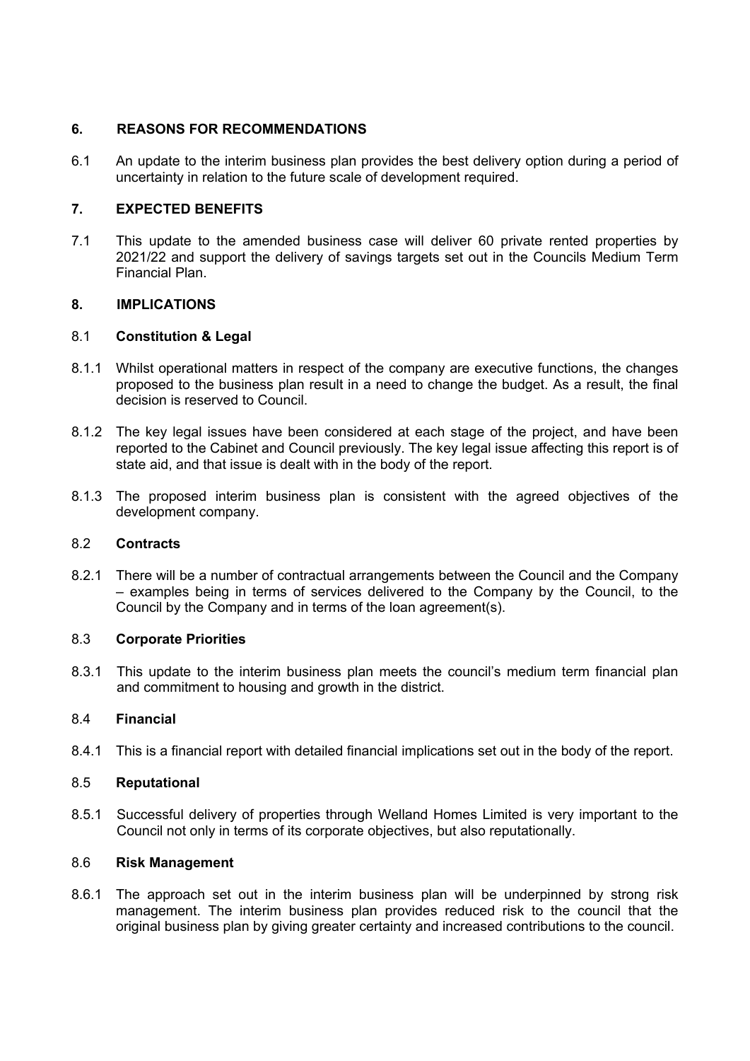## 6. REASONS FOR RECOMMENDATIONS

6.1 An update to the interim business plan provides the best delivery option during a period of uncertainty in relation to the future scale of development required.

## 7. EXPECTED BENEFITS

7.1 This update to the amended business case will deliver 60 private rented properties by 2021/22 and support the delivery of savings targets set out in the Councils Medium Term Financial Plan.

## 8. IMPLICATIONS

### 8.1 Constitution & Legal

8.1.1 Whilst operational matters in respect of the company are executive functions, the changes proposed to the business plan result in a need to change the budget. As a result, the final decision is reserved to Council.

8.1.2 The key legal issues have been considered at each stage of the project, and have been reported to the Cabinet and Council previously. The key legal issue affecting this report is of state aid, and that issue is dealt with in the body of the report.

8.1.3 The proposed interim business plan is consistent with the agreed objectives of the development company.

### 8.2 Contracts

8.2.1 There will be a number of contractual arrangements between the Council and the Company – examples being in terms of services delivered to the Company by the Council, to the Council by the Company and in terms of the loan agreement(s).

### 8.3 Corporate Priorities

8.3.1 This update to the interim business plan meets the council's medium term financial plan and commitment to housing and growth in the district.

### 8.4 Financial

8.4.1 This is a financial report with detailed financial implications set out in the body of the report.

### 8.5 Reputational

8.5.1 Successful delivery of properties through Welland Homes Limited is very important to the Council not only in terms of its corporate objectives, but also reputationally.

### 8.6 Risk Management

8.6.1 The approach set out in the interim business plan will be underpinned by strong risk management. The interim business plan provides reduced risk to the council that the original business plan by giving greater certainty and increased contributions to the council.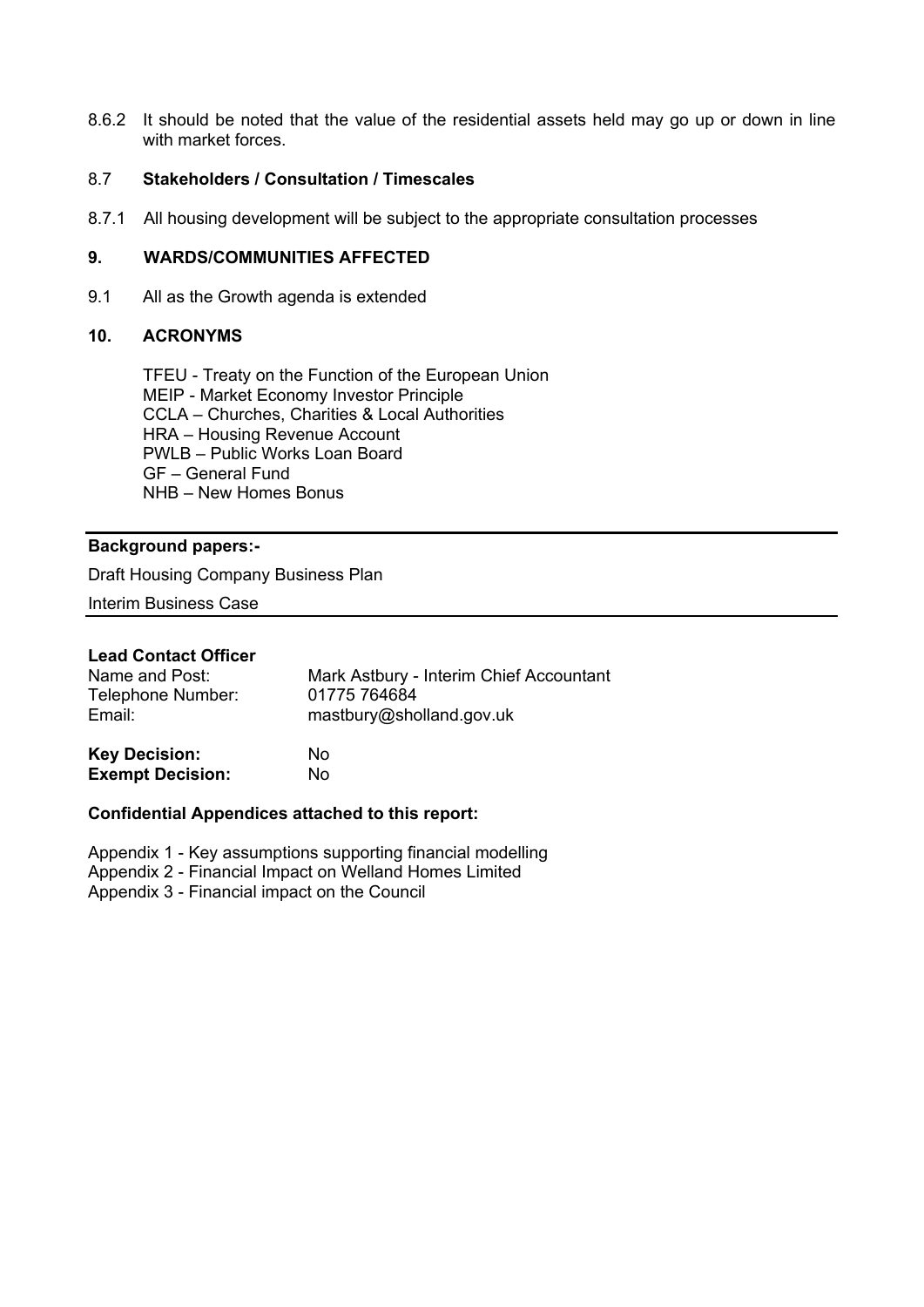8.6.2 It should be noted that the value of the residential assets held may go up or down in line with market forces.

8.7 **Stakeholders / Consultation / Timescales**

8.7.1 All housing development will be subject to the appropriate consultation processes

## 9. WARDS/COMMUNITIES AFFECTED

9.1 All as the Growth agenda is extended

## 10. ACRONYMS

TFEU - Treaty on the Function of the European Union
MEIP - Market Economy Investor Principle
CCLA – Churches, Charities & Local Authorities
HRA – Housing Revenue Account
PWLB – Public Works Loan Board
GF – General Fund
NHB – New Homes Bonus

---

**Background papers:-**

Draft Housing Company Business Plan

Interim Business Case

---

**Lead Contact Officer**

| | |
|---|---|
| Name and Post: | Mark Astbury - Interim Chief Accountant |
| Telephone Number: | 01775 764684 |
| Email: | mastbury@sholland.gov.uk |
| **Key Decision:** | No |
| **Exempt Decision:** | No |

**Confidential Appendices attached to this report:**

Appendix 1 - Key assumptions supporting financial modelling
Appendix 2 - Financial Impact on Welland Homes Limited
Appendix 3 - Financial impact on the Council